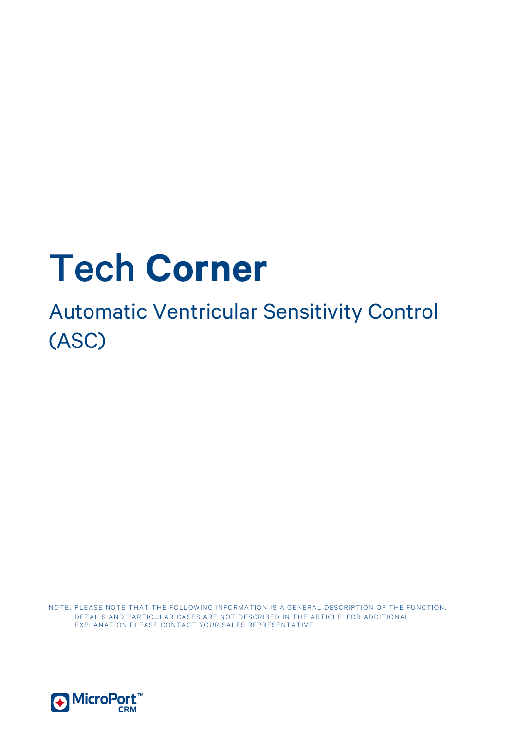# Tech Corner

## Automatic Ventricular Sensitivity Control (ASC)

NOTE: PLEASE NOTE THAT THE FOLLOWING INFORMATION IS A GENERAL DESCRIPTION OF THE FUNCTION. DETAILS AND PARTICULAR CASES ARE NOT DESCRIBED IN THE ARTICLE. FOR ADDITIONAL EXPLANATION PLEASE CONTACT YOUR SALES REPRESENTATIVE.

MicroPort™ CRM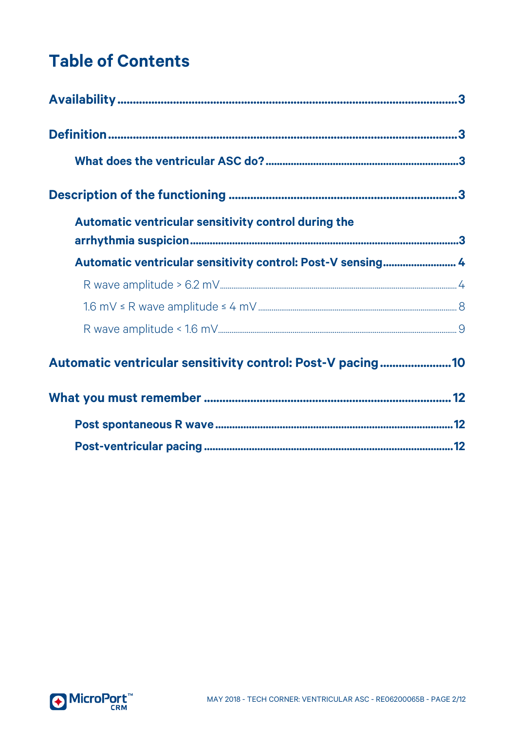# Table of Contents

**Availability** .......... 3

**Definition** .......... 3

- **What does the ventricular ASC do?** .......... 3

**Description of the functioning** .......... 3

- **Automatic ventricular sensitivity control during the arrhythmia suspicion** .......... 3
- **Automatic ventricular sensitivity control: Post-V sensing** .......... 4
  - R wave amplitude > 6.2 mV .......... 4
  - 1.6 mV ≤ R wave amplitude ≤ 4 mV .......... 8
  - R wave amplitude < 1.6 mV .......... 9

**Automatic ventricular sensitivity control: Post-V pacing** .......... 10

**What you must remember** .......... 12

- **Post spontaneous R wave** .......... 12
- **Post-ventricular pacing** .......... 12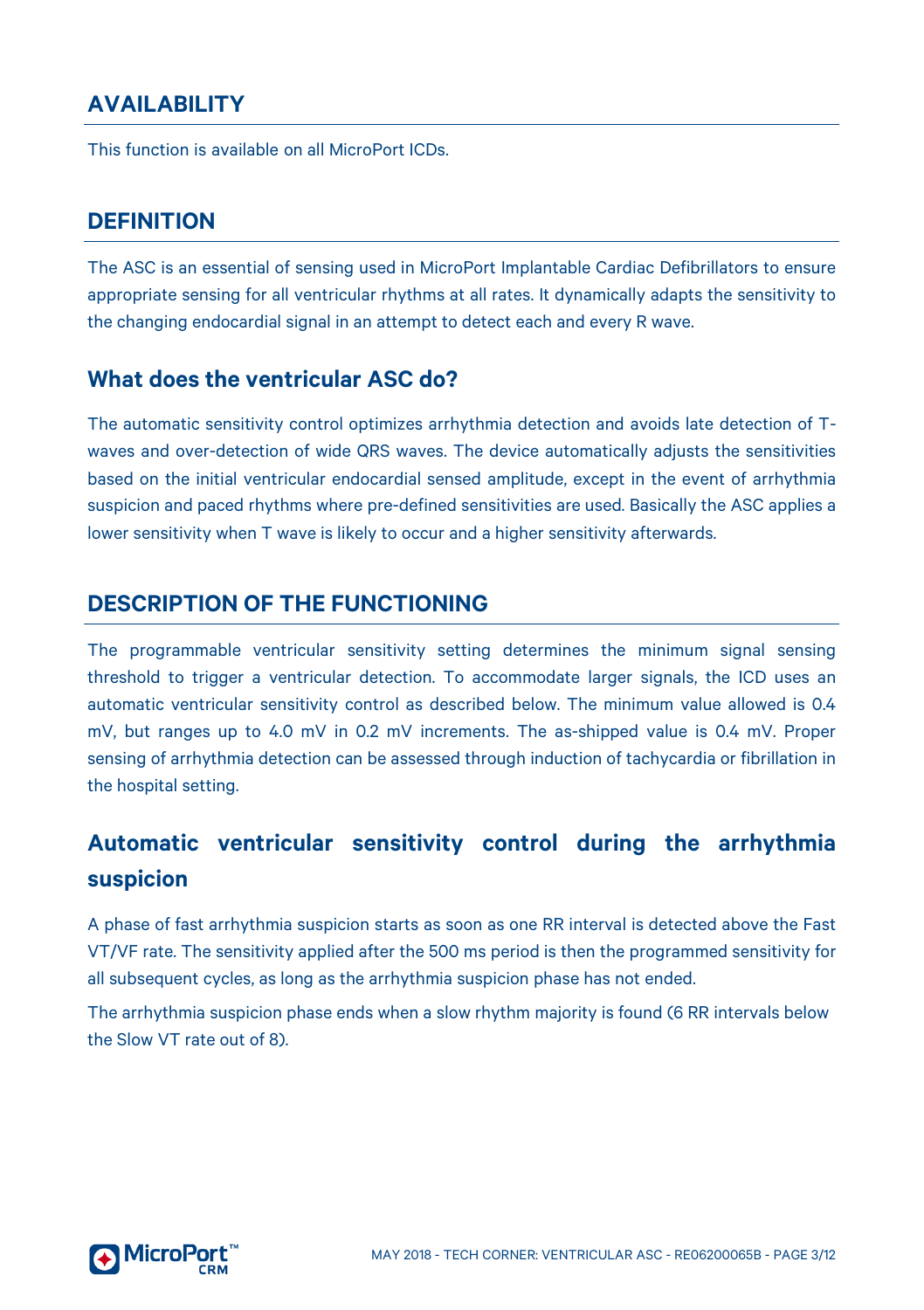## AVAILABILITY

This function is available on all MicroPort ICDs.

## DEFINITION

The ASC is an essential of sensing used in MicroPort Implantable Cardiac Defibrillators to ensure appropriate sensing for all ventricular rhythms at all rates. It dynamically adapts the sensitivity to the changing endocardial signal in an attempt to detect each and every R wave.

### What does the ventricular ASC do?

The automatic sensitivity control optimizes arrhythmia detection and avoids late detection of T-waves and over-detection of wide QRS waves. The device automatically adjusts the sensitivities based on the initial ventricular endocardial sensed amplitude, except in the event of arrhythmia suspicion and paced rhythms where pre-defined sensitivities are used. Basically the ASC applies a lower sensitivity when T wave is likely to occur and a higher sensitivity afterwards.

## DESCRIPTION OF THE FUNCTIONING

The programmable ventricular sensitivity setting determines the minimum signal sensing threshold to trigger a ventricular detection. To accommodate larger signals, the ICD uses an automatic ventricular sensitivity control as described below. The minimum value allowed is 0.4 mV, but ranges up to 4.0 mV in 0.2 mV increments. The as-shipped value is 0.4 mV. Proper sensing of arrhythmia detection can be assessed through induction of tachycardia or fibrillation in the hospital setting.

### Automatic ventricular sensitivity control during the arrhythmia suspicion

A phase of fast arrhythmia suspicion starts as soon as one RR interval is detected above the Fast VT/VF rate. The sensitivity applied after the 500 ms period is then the programmed sensitivity for all subsequent cycles, as long as the arrhythmia suspicion phase has not ended.

The arrhythmia suspicion phase ends when a slow rhythm majority is found (6 RR intervals below the Slow VT rate out of 8).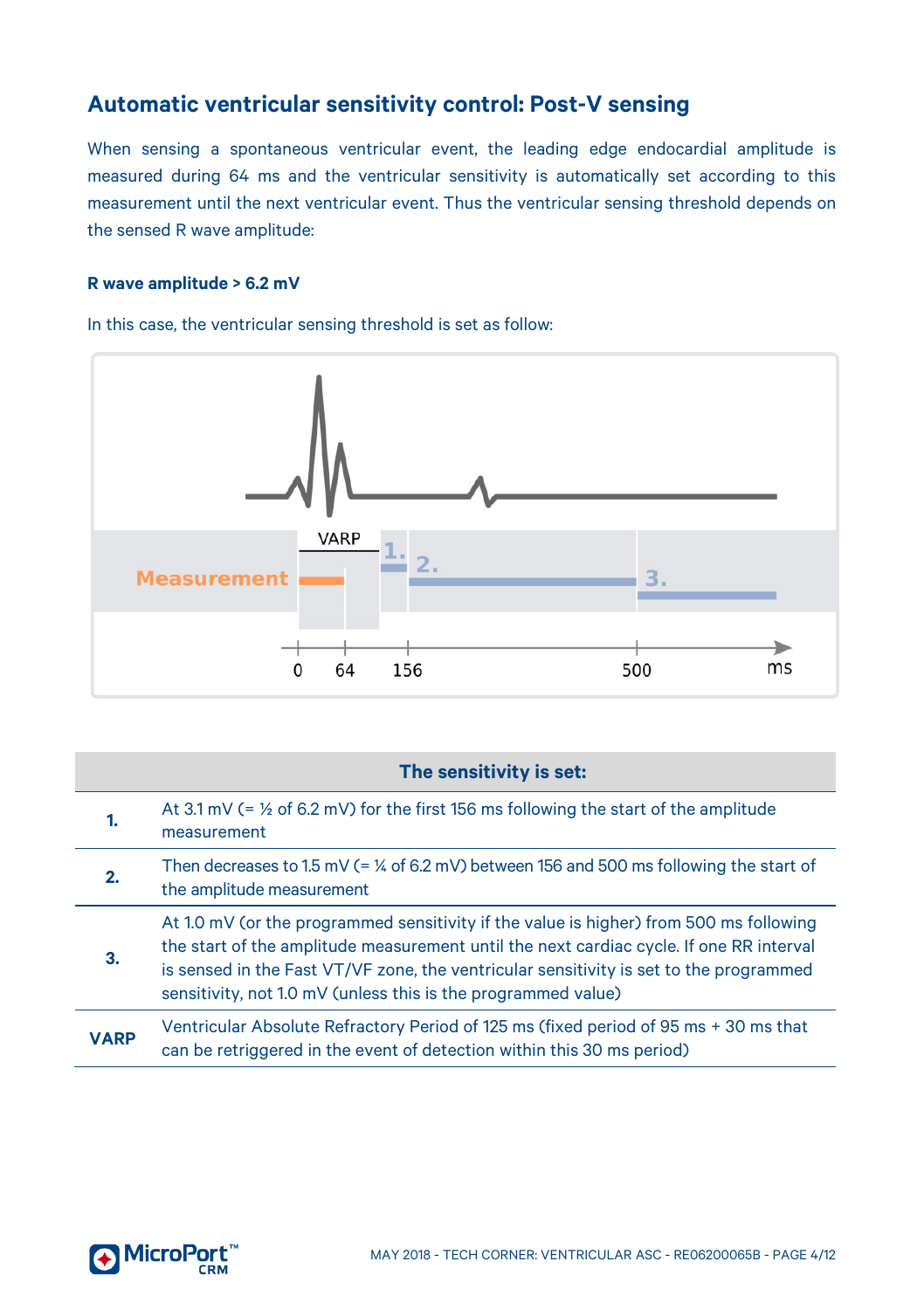## Automatic ventricular sensitivity control: Post-V sensing

When sensing a spontaneous ventricular event, the leading edge endocardial amplitude is measured during 64 ms and the ventricular sensitivity is automatically set according to this measurement until the next ventricular event. Thus the ventricular sensing threshold depends on the sensed R wave amplitude:

#### R wave amplitude > 6.2 mV

In this case, the ventricular sensing threshold is set as follow:

| | The sensitivity is set: |
|---|---|
| **1.** | At 3.1 mV (= ½ of 6.2 mV) for the first 156 ms following the start of the amplitude measurement |
| **2.** | Then decreases to 1.5 mV (= ¼ of 6.2 mV) between 156 and 500 ms following the start of the amplitude measurement |
| **3.** | At 1.0 mV (or the programmed sensitivity if the value is higher) from 500 ms following the start of the amplitude measurement until the next cardiac cycle. If one RR interval is sensed in the Fast VT/VF zone, the ventricular sensitivity is set to the programmed sensitivity, not 1.0 mV (unless this is the programmed value) |
| **VARP** | Ventricular Absolute Refractory Period of 125 ms (fixed period of 95 ms + 30 ms that can be retriggered in the event of detection within this 30 ms period) |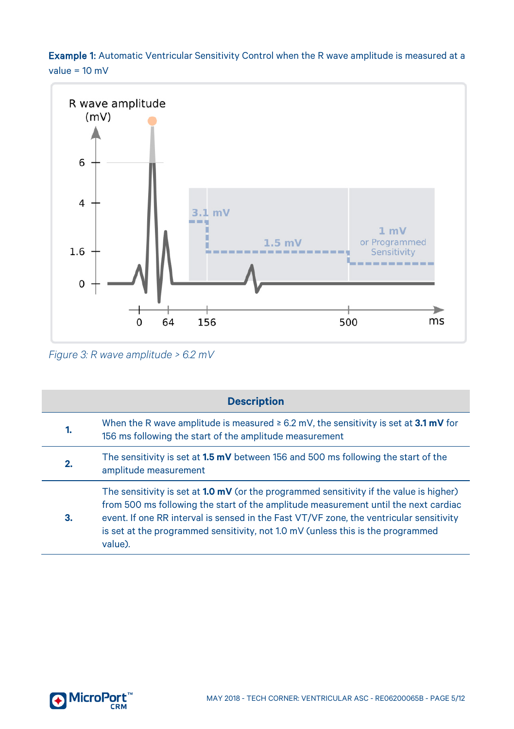**Example 1:** Automatic Ventricular Sensitivity Control when the R wave amplitude is measured at a value = 10 mV

*Figure 3: R wave amplitude > 6.2 mV*

| | Description |
|---|---|
| **1.** | When the R wave amplitude is measured ≥ 6.2 mV, the sensitivity is set at **3.1 mV** for 156 ms following the start of the amplitude measurement |
| **2.** | The sensitivity is set at **1.5 mV** between 156 and 500 ms following the start of the amplitude measurement |
| **3.** | The sensitivity is set at **1.0 mV** (or the programmed sensitivity if the value is higher) from 500 ms following the start of the amplitude measurement until the next cardiac event. If one RR interval is sensed in the Fast VT/VF zone, the ventricular sensitivity is set at the programmed sensitivity, not 1.0 mV (unless this is the programmed value). |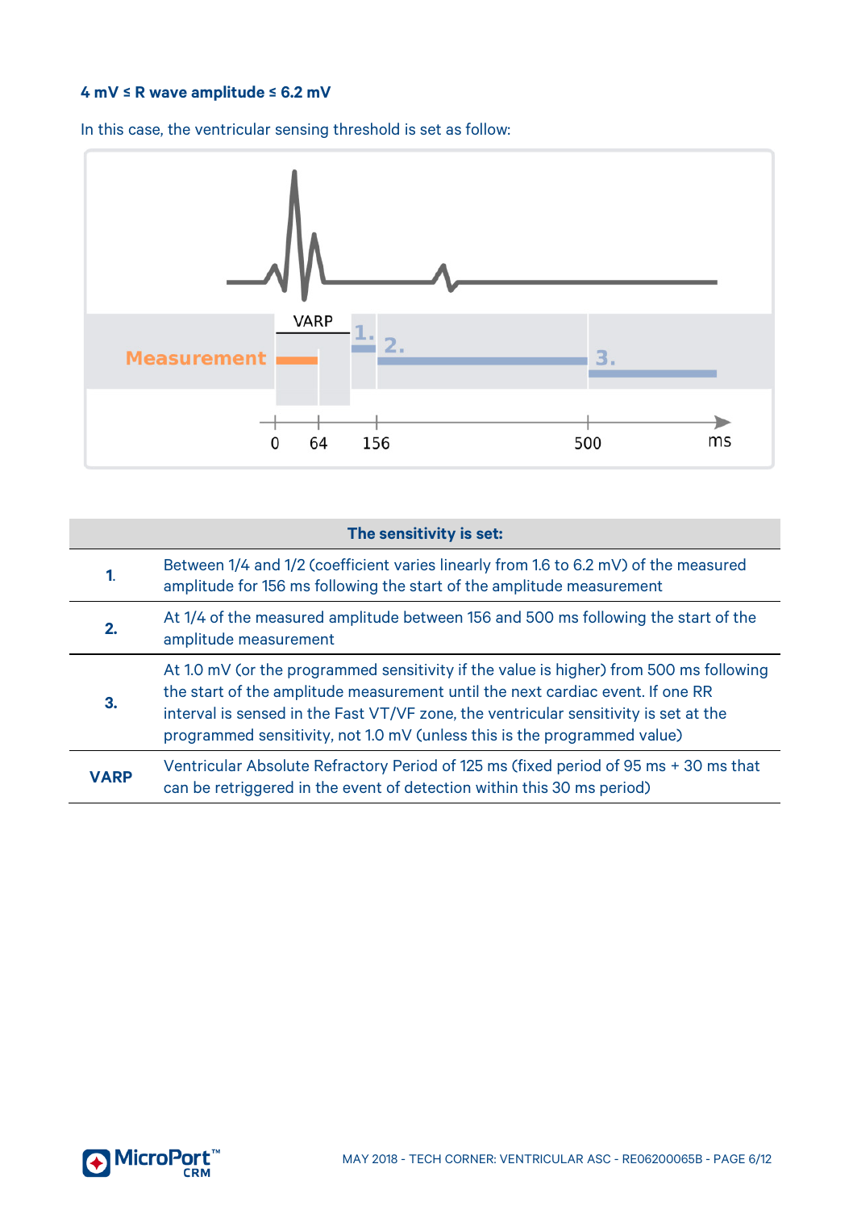**4 mV ≤ R wave amplitude ≤ 6.2 mV**

In this case, the ventricular sensing threshold is set as follow:

| The sensitivity is set: | |
|---|---|
| **1.** | Between 1/4 and 1/2 (coefficient varies linearly from 1.6 to 6.2 mV) of the measured amplitude for 156 ms following the start of the amplitude measurement |
| **2.** | At 1/4 of the measured amplitude between 156 and 500 ms following the start of the amplitude measurement |
| **3.** | At 1.0 mV (or the programmed sensitivity if the value is higher) from 500 ms following the start of the amplitude measurement until the next cardiac event. If one RR interval is sensed in the Fast VT/VF zone, the ventricular sensitivity is set at the programmed sensitivity, not 1.0 mV (unless this is the programmed value) |
| **VARP** | Ventricular Absolute Refractory Period of 125 ms (fixed period of 95 ms + 30 ms that can be retriggered in the event of detection within this 30 ms period) |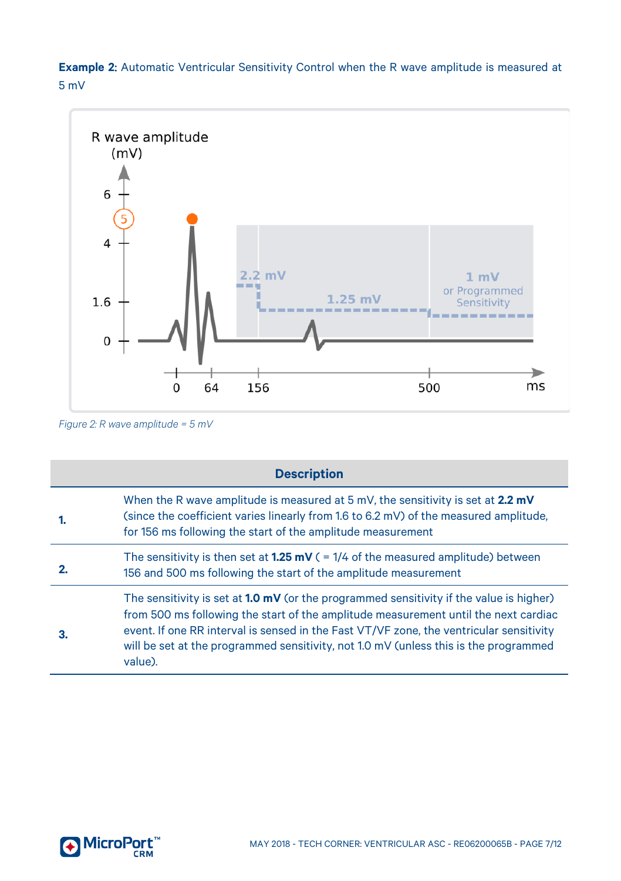**Example 2:** Automatic Ventricular Sensitivity Control when the R wave amplitude is measured at 5 mV

*Figure 2: R wave amplitude = 5 mV*

| | Description |
|---|---|
| **1.** | When the R wave amplitude is measured at 5 mV, the sensitivity is set at **2.2 mV** (since the coefficient varies linearly from 1.6 to 6.2 mV) of the measured amplitude, for 156 ms following the start of the amplitude measurement |
| **2.** | The sensitivity is then set at **1.25 mV** ( = 1/4 of the measured amplitude) between 156 and 500 ms following the start of the amplitude measurement |
| **3.** | The sensitivity is set at **1.0 mV** (or the programmed sensitivity if the value is higher) from 500 ms following the start of the amplitude measurement until the next cardiac event. If one RR interval is sensed in the Fast VT/VF zone, the ventricular sensitivity will be set at the programmed sensitivity, not 1.0 mV (unless this is the programmed value). |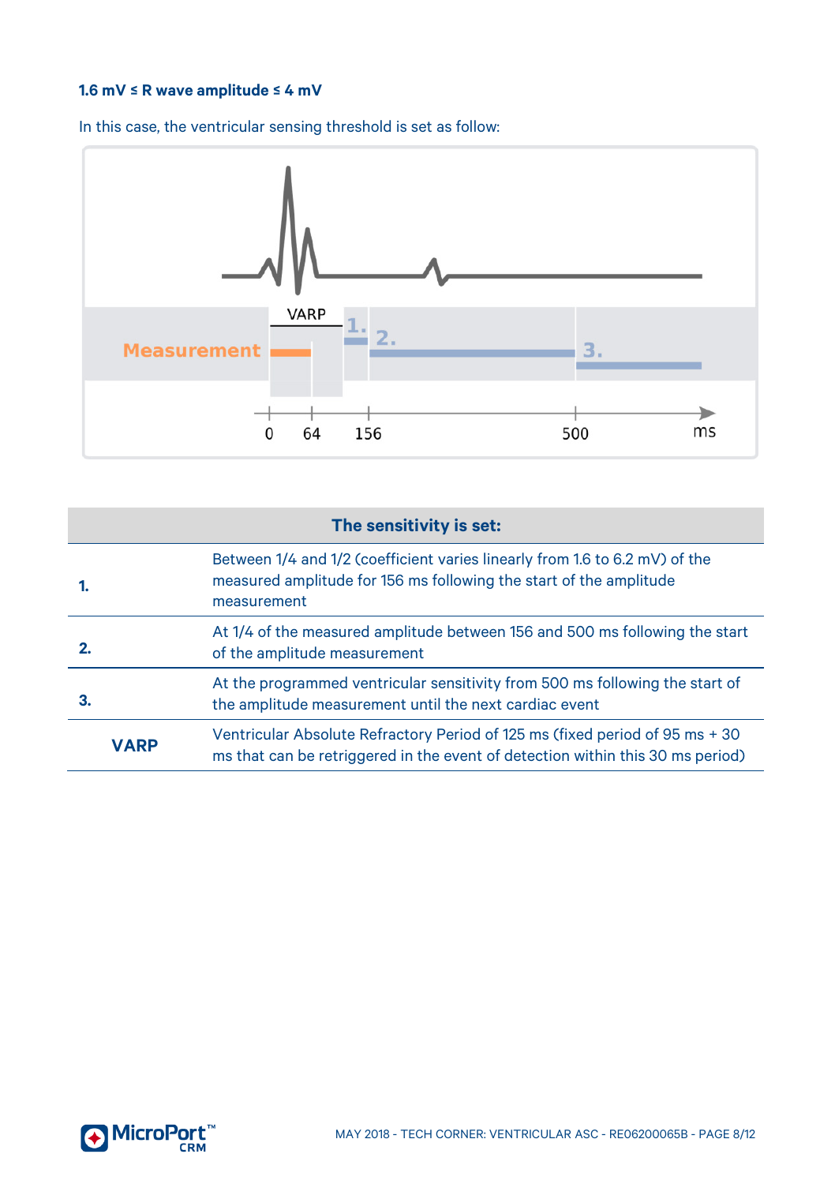### 1.6 mV ≤ R wave amplitude ≤ 4 mV

In this case, the ventricular sensing threshold is set as follow:

| | The sensitivity is set: |
|---|---|
| **1.** | Between 1/4 and 1/2 (coefficient varies linearly from 1.6 to 6.2 mV) of the measured amplitude for 156 ms following the start of the amplitude measurement |
| **2.** | At 1/4 of the measured amplitude between 156 and 500 ms following the start of the amplitude measurement |
| **3.** | At the programmed ventricular sensitivity from 500 ms following the start of the amplitude measurement until the next cardiac event |
| **VARP** | Ventricular Absolute Refractory Period of 125 ms (fixed period of 95 ms + 30 ms that can be retriggered in the event of detection within this 30 ms period) |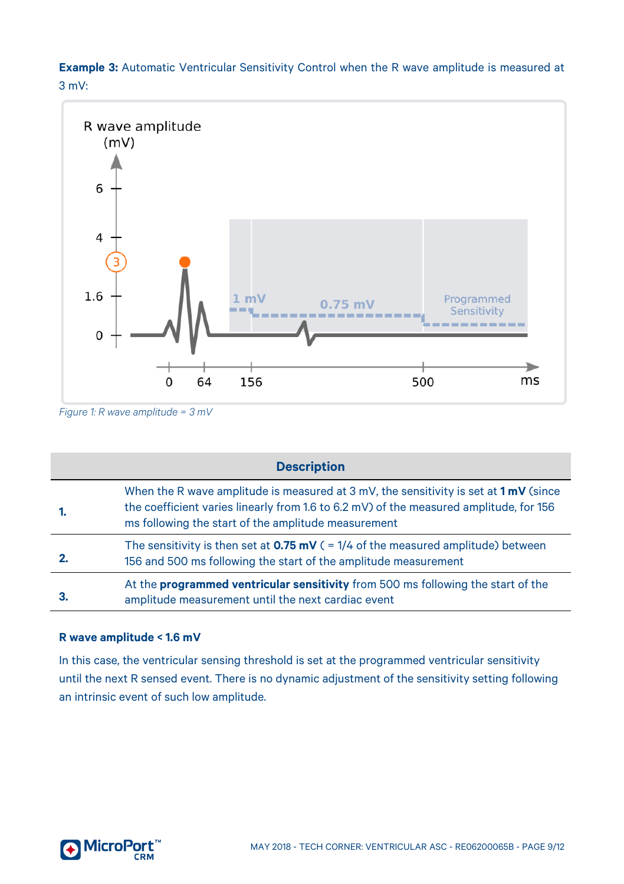**Example 3:** Automatic Ventricular Sensitivity Control when the R wave amplitude is measured at 3 mV:

*Figure 1: R wave amplitude = 3 mV*

| | Description |
|---|---|
| **1.** | When the R wave amplitude is measured at 3 mV, the sensitivity is set at **1 mV** (since the coefficient varies linearly from 1.6 to 6.2 mV) of the measured amplitude, for 156 ms following the start of the amplitude measurement |
| **2.** | The sensitivity is then set at **0.75 mV** ( = 1/4 of the measured amplitude) between 156 and 500 ms following the start of the amplitude measurement |
| **3.** | At the **programmed ventricular sensitivity** from 500 ms following the start of the amplitude measurement until the next cardiac event |

#### R wave amplitude < 1.6 mV

In this case, the ventricular sensing threshold is set at the programmed ventricular sensitivity until the next R sensed event. There is no dynamic adjustment of the sensitivity setting following an intrinsic event of such low amplitude.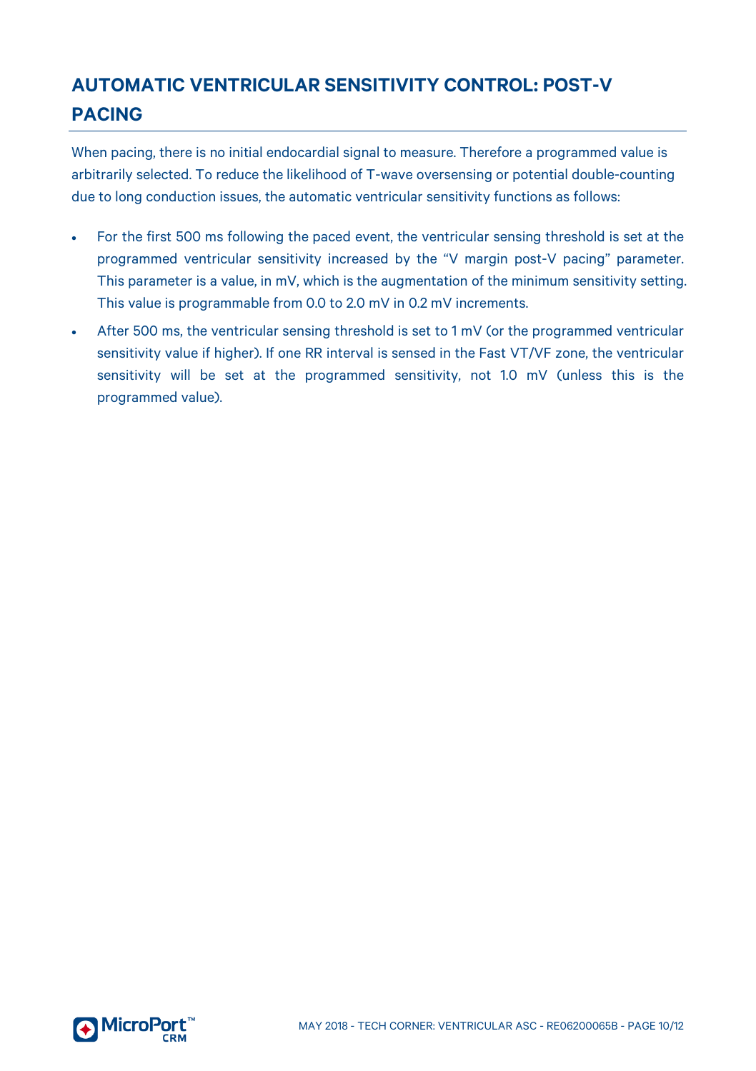## AUTOMATIC VENTRICULAR SENSITIVITY CONTROL: POST-V PACING

When pacing, there is no initial endocardial signal to measure. Therefore a programmed value is arbitrarily selected. To reduce the likelihood of T-wave oversensing or potential double-counting due to long conduction issues, the automatic ventricular sensitivity functions as follows:

- For the first 500 ms following the paced event, the ventricular sensing threshold is set at the programmed ventricular sensitivity increased by the "V margin post-V pacing" parameter. This parameter is a value, in mV, which is the augmentation of the minimum sensitivity setting. This value is programmable from 0.0 to 2.0 mV in 0.2 mV increments.
- After 500 ms, the ventricular sensing threshold is set to 1 mV (or the programmed ventricular sensitivity value if higher). If one RR interval is sensed in the Fast VT/VF zone, the ventricular sensitivity will be set at the programmed sensitivity, not 1.0 mV (unless this is the programmed value).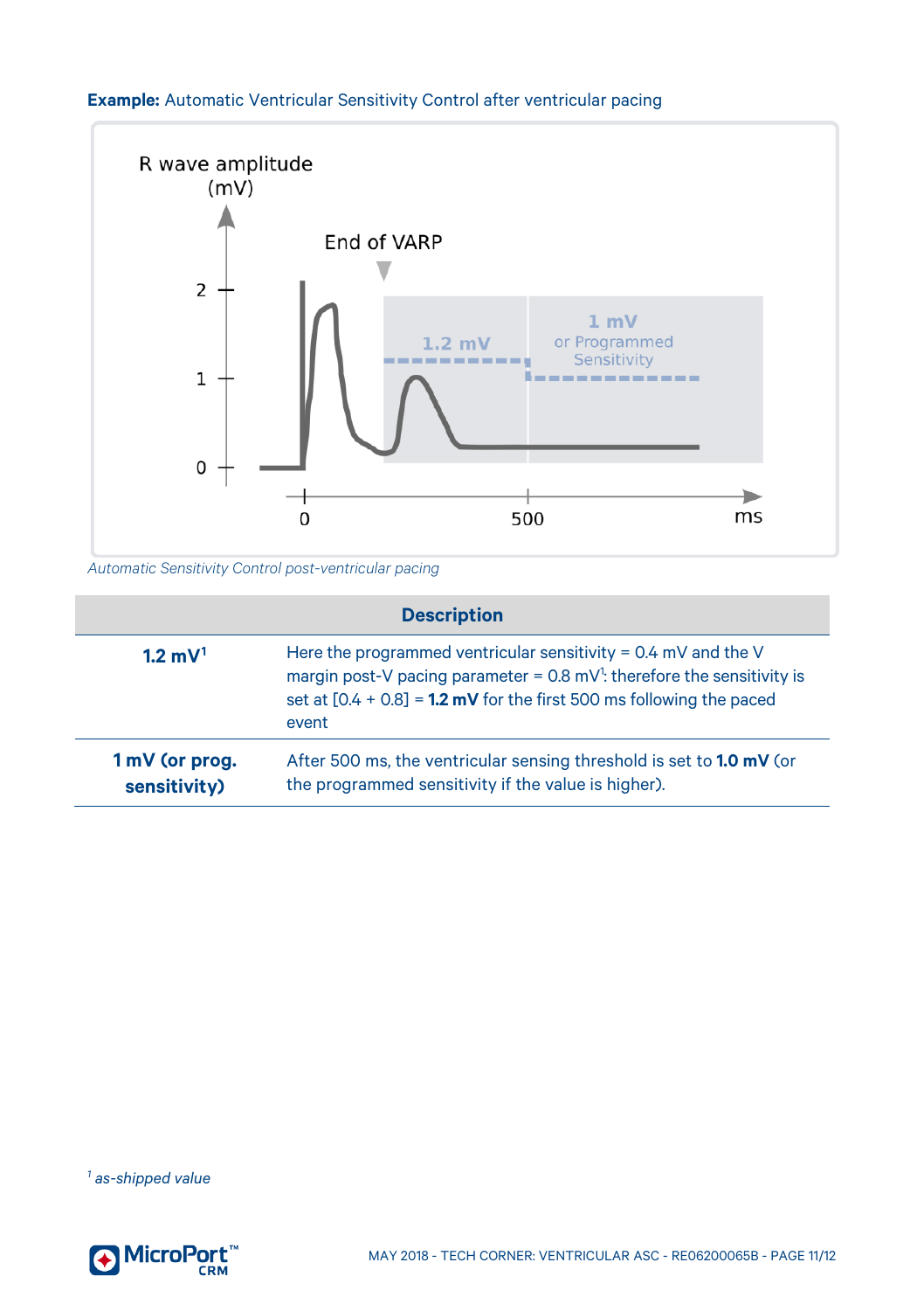**Example:** Automatic Ventricular Sensitivity Control after ventricular pacing

*Automatic Sensitivity Control post-ventricular pacing*

| | Description |
|---|---|
| **1.2 mV**[1] | Here the programmed ventricular sensitivity = 0.4 mV and the V margin post-V pacing parameter = 0.8 mV[1]: therefore the sensitivity is set at [0.4 + 0.8] = **1.2 mV** for the first 500 ms following the paced event |
| **1 mV (or prog. sensitivity)** | After 500 ms, the ventricular sensing threshold is set to **1.0 mV** (or the programmed sensitivity if the value is higher). |

[1] *as-shipped value*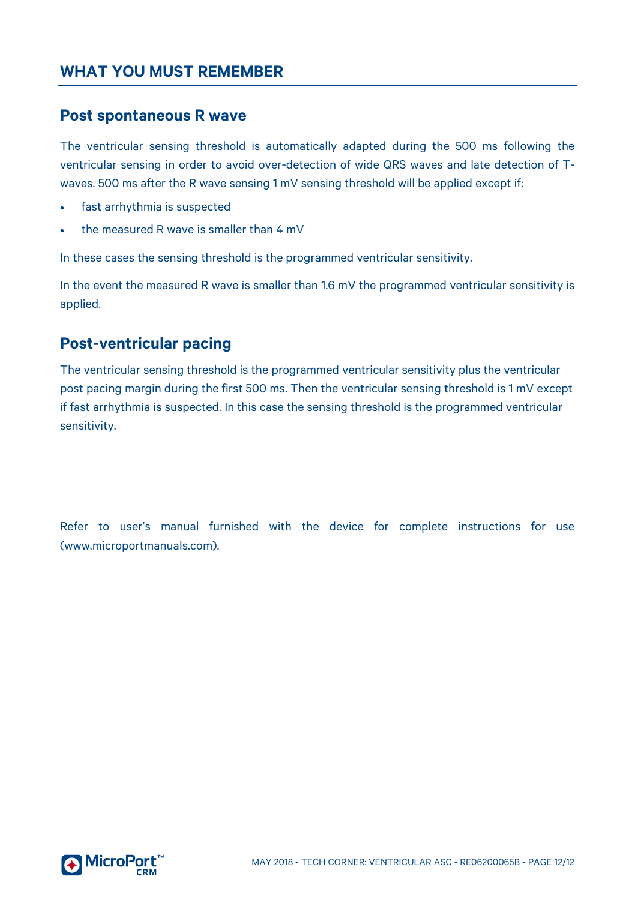## WHAT YOU MUST REMEMBER

### Post spontaneous R wave

The ventricular sensing threshold is automatically adapted during the 500 ms following the ventricular sensing in order to avoid over-detection of wide QRS waves and late detection of T-waves. 500 ms after the R wave sensing 1 mV sensing threshold will be applied except if:

- fast arrhythmia is suspected
- the measured R wave is smaller than 4 mV

In these cases the sensing threshold is the programmed ventricular sensitivity.

In the event the measured R wave is smaller than 1.6 mV the programmed ventricular sensitivity is applied.

### Post-ventricular pacing

The ventricular sensing threshold is the programmed ventricular sensitivity plus the ventricular post pacing margin during the first 500 ms. Then the ventricular sensing threshold is 1 mV except if fast arrhythmia is suspected. In this case the sensing threshold is the programmed ventricular sensitivity.

Refer to user's manual furnished with the device for complete instructions for use (www.microportmanuals.com).